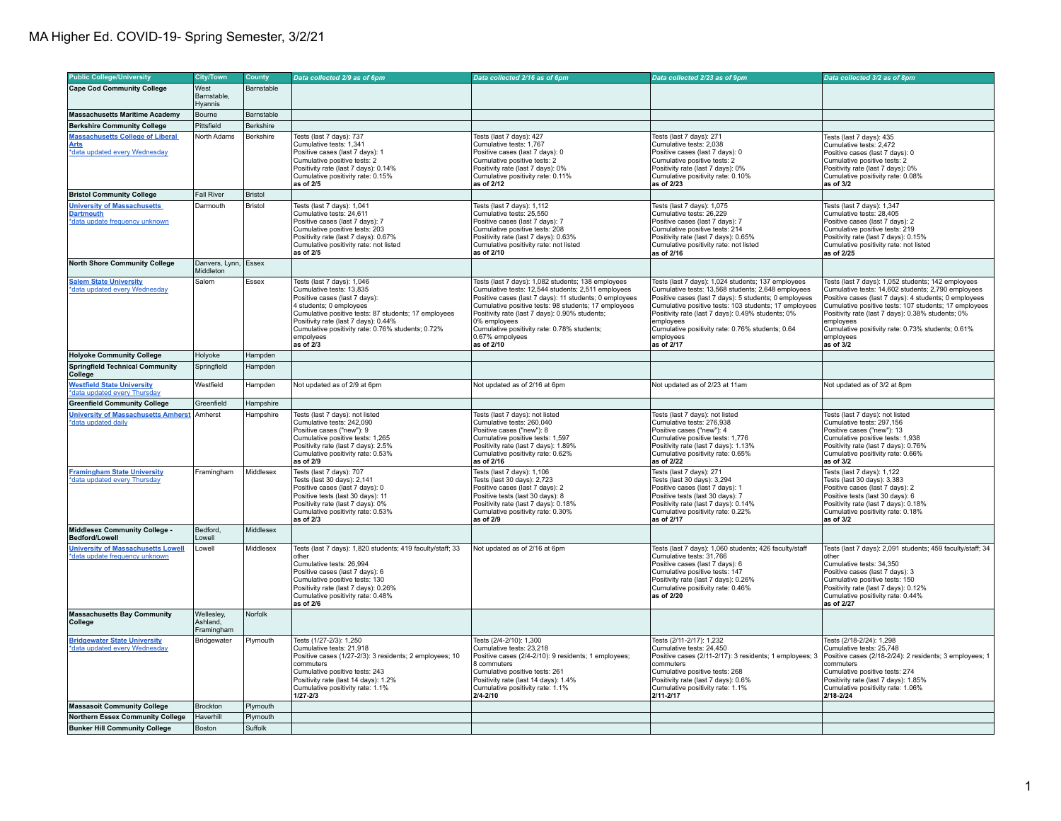# MA Higher Ed. COVID-19- Spring Semester, 3/2/21

| Public College/University | City/Town | County | *Data collected 2/9 as of 6pm* | *Data collected 2/16 as of 6pm* | *Data collected 2/23 as of 9pm* | *Data collected 3/2 as of 8pm* |
|---|---|---|---|---|---|---|
| **Cape Cod Community College** | West Barnstable, Hyannis | Barnstable | | | | |
| **Massachusetts Maritime Academy** | Bourne | Barnstable | | | | |
| **Berkshire Community College** | Pittsfield | Berkshire | | | | |
| **Massachusetts College of Liberal Arts** *data updated every Wednesday | North Adams | Berkshire | Tests (last 7 days): 737<br>Cumulative tests: 1,341<br>Positive cases (last 7 days): 1<br>Cumulative positive tests: 2<br>Positivity rate (last 7 days): 0.14%<br>Cumulative positivity rate: 0.15%<br>**as of 2/5** | Tests (last 7 days): 427<br>Cumulative tests: 1,767<br>Positive cases (last 7 days): 0<br>Cumulative positive tests: 2<br>Positivity rate (last 7 days): 0%<br>Cumulative positivity rate: 0.11%<br>**as of 2/12** | Tests (last 7 days): 271<br>Cumulative tests: 2,038<br>Positive cases (last 7 days): 0<br>Cumulative positive tests: 2<br>Positivity rate (last 7 days): 0%<br>Cumulative positivity rate: 0.10%<br>**as of 2/23** | Tests (last 7 days): 435<br>Cumulative tests: 2,472<br>Positive cases (last 7 days): 0<br>Cumulative positive tests: 2<br>Positivity rate (last 7 days): 0%<br>Cumulative positivity rate: 0.08%<br>**as of 3/2** |
| **Bristol Community College** | Fall River | Bristol | | | | |
| **University of Massachusetts Dartmouth** *data update frequency unknown | Darmouth | Bristol | Tests (last 7 days): 1,041<br>Cumulative tests: 24,611<br>Positive cases (last 7 days): 7<br>Cumulative positive tests: 203<br>Positivity rate (last 7 days): 0.67%<br>Cumulative positivity rate: not listed<br>**as of 2/5** | Tests (last 7 days): 1,112<br>Cumulative tests: 25,550<br>Positive cases (last 7 days): 7<br>Cumulative positive tests: 208<br>Positivity rate (last 7 days): 0.63%<br>Cumulative positivity rate: not listed<br>**as of 2/10** | Tests (last 7 days): 1,075<br>Cumulative tests: 26,229<br>Positive cases (last 7 days): 7<br>Cumulative positive tests: 214<br>Positivity rate (last 7 days): 0.65%<br>Cumulative positivity rate: not listed<br>**as of 2/16** | Tests (last 7 days): 1,347<br>Cumulative tests: 28,405<br>Positive cases (last 7 days): 2<br>Cumulative positive tests: 219<br>Positivity rate (last 7 days): 0.15%<br>Cumulative positivity rate: not listed<br>**as of 2/25** |
| **North Shore Community College** | Danvers, Lynn, Middleton | Essex | | | | |
| **Salem State University** *data updated every Wednesday | Salem | Essex | Tests (last 7 days): 1,046<br>Cumulative tests: 13,835<br>Positive cases (last 7 days):<br>4 students; 0 employees<br>Cumulative positive tests: 87 students; 17 employees<br>Positivity rate (last 7 days): 0.44%<br>Cumulative positivity rate: 0.76% students; 0.72% empolyees<br>**as of 2/3** | Tests (last 7 days): 1,082 students; 138 employees<br>Cumulative tests: 12,544 students; 2,511 employees<br>Positive cases (last 7 days): 11 students; 0 employees<br>Cumulative positive tests: 98 students; 17 employees<br>Positivity rate (last 7 days): 0.90% students;<br>0% employees<br>Cumulative positivity rate: 0.78% students;<br>0.67% empolyees<br>**as of 2/10** | Tests (last 7 days): 1,024 students; 137 employees<br>Cumulative tests: 13,568 students; 2,648 employees<br>Positive cases (last 7 days): 5 students; 0 employees<br>Cumulative positive tests: 103 students; 17 employees<br>Positivity rate (last 7 days): 0.49% students; 0% employees<br>Cumulative positivity rate: 0.76% students; 0.64 employees<br>**as of 2/17** | Tests (last 7 days): 1,052 students; 142 employees<br>Cumulative tests: 14,602 students; 2,790 employees<br>Positive cases (last 7 days): 4 students; 0 employees<br>Cumulative positive tests: 107 students; 17 employees<br>Positivity rate (last 7 days): 0.38% students; 0% employees<br>Cumulative positivity rate: 0.73% students; 0.61% employees<br>**as of 3/2** |
| **Holyoke Community College** | Holyoke | Hampden | | | | |
| **Springfield Technical Community College** | Springfield | Hampden | | | | |
| **Westfield State University** *data updated every Thursday | Westfield | Hampden | Not updated as of 2/9 at 6pm | Not updated as of 2/16 at 6pm | Not updated as of 2/23 at 11am | Not updated as of 3/2 at 8pm |
| **Greenfield Community College** | Greenfield | Hampshire | | | | |
| **University of Massachusetts Amherst** *data updated daily | Amherst | Hampshire | Tests (last 7 days): not listed<br>Cumulative tests: 242,090<br>Positive cases ("new"): 9<br>Cumulative positive tests: 1,265<br>Positivity rate (last 7 days): 2.5%<br>Cumulative positivity rate: 0.53%<br>**as of 2/9** | Tests (last 7 days): not listed<br>Cumulative tests: 260,040<br>Positive cases ("new"): 8<br>Cumulative positive tests: 1,597<br>Positivity rate (last 7 days): 1.89%<br>Cumulative positivity rate: 0.62%<br>**as of 2/16** | Tests (last 7 days): not listed<br>Cumulative tests: 276,938<br>Positive cases ("new"): 4<br>Cumulative positive tests: 1,776<br>Positivity rate (last 7 days): 1.13%<br>Cumulative positivity rate: 0.65%<br>**as of 2/22** | Tests (last 7 days): not listed<br>Cumulative tests: 297,156<br>Positive cases ("new"): 13<br>Cumulative positive tests: 1,938<br>Positivity rate (last 7 days): 0.76%<br>Cumulative positivity rate: 0.66%<br>**as of 3/2** |
| **Framingham State University** *data updated every Thursday | Framingham | Middlesex | Tests (last 7 days): 707<br>Tests (last 30 days): 2,141<br>Positive cases (last 7 days): 0<br>Positive tests (last 30 days): 11<br>Positivity rate (last 7 days): 0%<br>Cumulative positivity rate: 0.53%<br>**as of 2/3** | Tests (last 7 days): 1,106<br>Tests (last 30 days): 2,723<br>Positive cases (last 7 days): 2<br>Positive tests (last 30 days): 8<br>Positivity rate (last 7 days): 0.18%<br>Cumulative positivity rate: 0.30%<br>**as of 2/9** | Tests (last 7 days): 271<br>Tests (last 30 days): 3,294<br>Positive cases (last 7 days): 1<br>Positive tests (last 30 days): 7<br>Positivity rate (last 7 days): 0.14%<br>Cumulative positivity rate: 0.22%<br>**as of 2/17** | Tests (last 7 days): 1,122<br>Tests (last 30 days): 3,383<br>Positive cases (last 7 days): 2<br>Positive tests (last 30 days): 6<br>Positivity rate (last 7 days): 0.18%<br>Cumulative positivity rate: 0.18%<br>**as of 3/2** |
| **Middlesex Community College - Bedford/Lowell** | Bedford, Lowell | Middlesex | | | | |
| **University of Massachusetts Lowell** *data update frequency unknown | Lowell | Middlesex | Tests (last 7 days): 1,820 students; 419 faculty/staff; 33 other<br>Cumulative tests: 26,994<br>Positive cases (last 7 days): 6<br>Cumulative positive tests: 130<br>Positivity rate (last 7 days): 0.26%<br>Cumulative positivity rate: 0.48%<br>**as of 2/6** | Not updated as of 2/16 at 6pm | Tests (last 7 days): 1,060 students; 426 faculty/staff<br>Cumulative tests: 31,766<br>Positive cases (last 7 days): 6<br>Cumulative positive tests: 147<br>Positivity rate (last 7 days): 0.26%<br>Cumulative positivity rate: 0.46%<br>**as of 2/20** | Tests (last 7 days): 2,091 students; 459 faculty/staff; 34 other<br>Cumulative tests: 34,350<br>Positive cases (last 7 days): 3<br>Cumulative positive tests: 150<br>Positivity rate (last 7 days): 0.12%<br>Cumulative positivity rate: 0.44%<br>**as of 2/27** |
| **Massachusetts Bay Community College** | Wellesley, Ashland, Framingham | Norfolk | | | | |
| **Bridgewater State University** *data updated every Wednesday | Bridgewater | Plymouth | Tests (1/27-2/3): 1,250<br>Cumulative tests: 21,918<br>Positive cases (1/27-2/3): 3 residents; 2 employees; 10 commuters<br>Cumulative positive tests: 243<br>Positivity rate (last 14 days): 1.2%<br>Cumulative positivity rate: 1.1%<br>**1/27-2/3** | Tests (2/4-2/10): 1,300<br>Cumulative tests: 23,218<br>Positive cases (2/4-2/10): 9 residents; 1 employees; 8 commuters<br>Cumulative positive tests: 261<br>Positivity rate (last 14 days): 1.4%<br>Cumulative positivity rate: 1.1%<br>**2/4-2/10** | Tests (2/11-2/17): 1,232<br>Cumulative tests: 24,450<br>Positive cases (2/11-2/17): 3 residents; 1 employees; 3 commuters<br>Cumulative positive tests: 268<br>Positivity rate (last 7 days): 0.6%<br>Cumulative positivity rate: 1.1%<br>**2/11-2/17** | Tests (2/18-2/24): 1,298<br>Cumulative tests: 25,748<br>Positive cases (2/18-2/24): 2 residents; 3 employees; 1 commuters<br>Cumulative positive tests: 274<br>Positivity rate (last 7 days): 1.85%<br>Cumulative positivity rate: 1.06%<br>**2/18-2/24** |
| **Massasoit Community College** | Brockton | Plymouth | | | | |
| **Northern Essex Community College** | Haverhill | Plymouth | | | | |
| **Bunker Hill Community College** | Boston | Suffolk | | | | |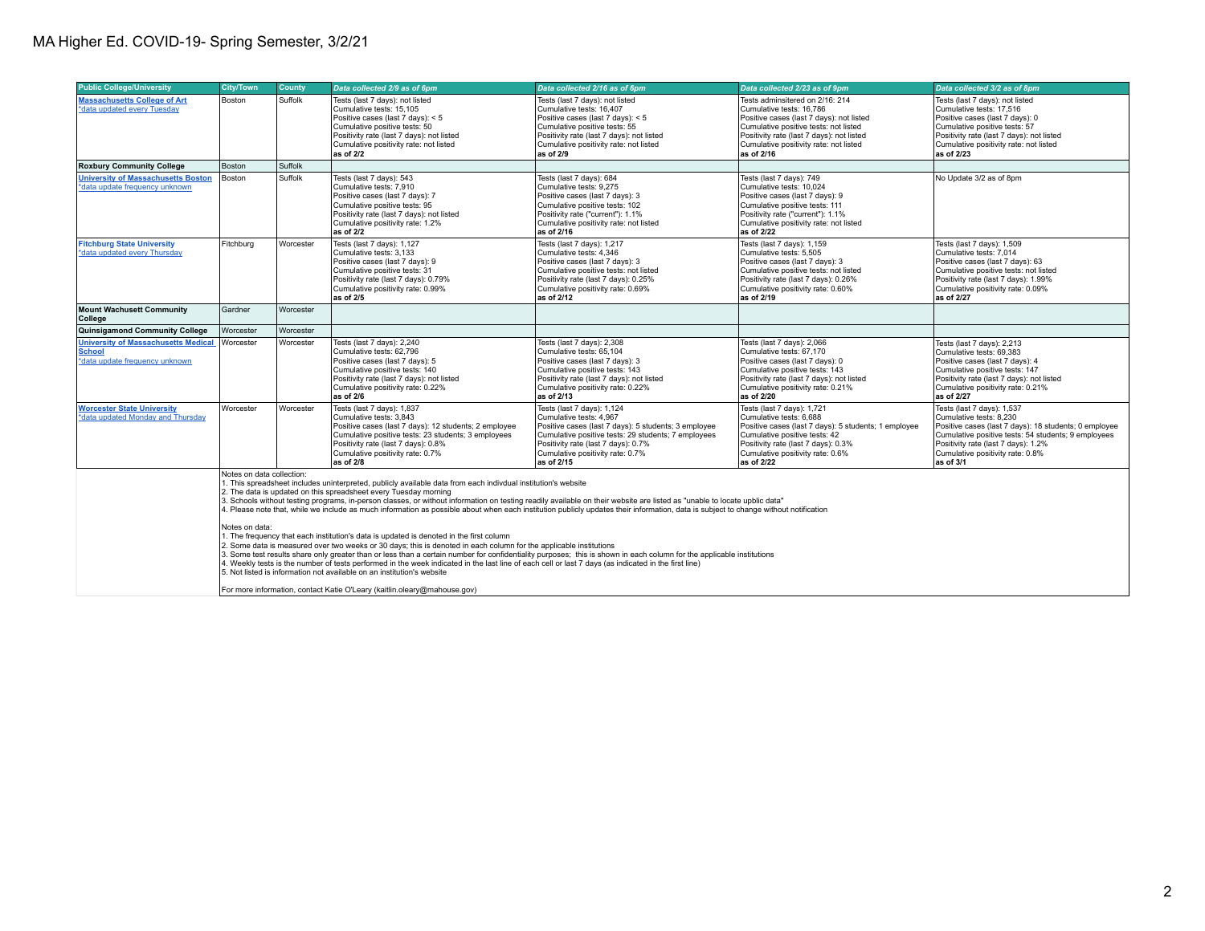# MA Higher Ed. COVID-19- Spring Semester, 3/2/21

| Public College/University | City/Town | County | Data collected 2/9 as of 6pm | Data collected 2/16 as of 6pm | Data collected 2/23 as of 9pm | Data collected 3/2 as of 8pm |
|---|---|---|---|---|---|---|
| **Massachusetts College of Art** *data updated every Tuesday | Boston | Suffolk | Tests (last 7 days): not listed<br>Cumulative tests: 15,105<br>Positive cases (last 7 days): < 5<br>Cumulative positive tests: 50<br>Positivity rate (last 7 days): not listed<br>Cumulative positivity rate: not listed<br>**as of 2/2** | Tests (last 7 days): not listed<br>Cumulative tests: 16,407<br>Positive cases (last 7 days): < 5<br>Cumulative positive tests: 55<br>Positivity rate (last 7 days): not listed<br>Cumulative positivity rate: not listed<br>**as of 2/9** | Tests administered on 2/16: 214<br>Cumulative tests: 16,786<br>Positive cases (last 7 days): not listed<br>Cumulative positive tests: not listed<br>Positivity rate (last 7 days): not listed<br>Cumulative positivity rate: not listed<br>**as of 2/16** | Tests (last 7 days): not listed<br>Cumulative tests: 17,516<br>Positive cases (last 7 days): 0<br>Cumulative positive tests: 57<br>Positivity rate (last 7 days): not listed<br>Cumulative positivity rate: not listed<br>**as of 2/23** |
| **Roxbury Community College** | Boston | Suffolk | | | | |
| **University of Massachusetts Boston** *data update frequency unknown | Boston | Suffolk | Tests (last 7 days): 543<br>Cumulative tests: 7,910<br>Positive cases (last 7 days): 7<br>Cumulative positive tests: 95<br>Positivity rate (last 7 days): not listed<br>Cumulative positivity rate: 1.2%<br>**as of 2/2** | Tests (last 7 days): 684<br>Cumulative tests: 9,275<br>Positive cases (last 7 days): 3<br>Cumulative positive tests: 102<br>Positivity rate ("current"): 1.1%<br>Cumulative positivity rate: not listed<br>**as of 2/16** | Tests (last 7 days): 749<br>Cumulative tests: 10,024<br>Positive cases (last 7 days): 9<br>Cumulative positive tests: 111<br>Positivity rate ("current"): 1.1%<br>Cumulative positivity rate: not listed<br>**as of 2/22** | No Update 3/2 as of 8pm |
| **Fitchburg State University** *data updated every Thursday | Fitchburg | Worcester | Tests (last 7 days): 1,127<br>Cumulative tests: 3,133<br>Positive cases (last 7 days): 9<br>Cumulative positive tests: 31<br>Positivity rate (last 7 days): 0.79%<br>Cumulative positivity rate: 0.99%<br>**as of 2/5** | Tests (last 7 days): 1,217<br>Cumulative tests: 4,346<br>Positive cases (last 7 days): 3<br>Cumulative positive tests: not listed<br>Positivity rate (last 7 days): 0.25%<br>Cumulative positivity rate: 0.69%<br>**as of 2/12** | Tests (last 7 days): 1,159<br>Cumulative tests: 5,505<br>Positive cases (last 7 days): 3<br>Cumulative positive tests: not listed<br>Positivity rate (last 7 days): 0.26%<br>Cumulative positivity rate: 0.60%<br>**as of 2/19** | Tests (last 7 days): 1,509<br>Cumulative tests: 7,014<br>Positive cases (last 7 days): 63<br>Cumulative positive tests: not listed<br>Positivity rate (last 7 days): 1.99%<br>Cumulative positivity rate: 0.09%<br>**as of 2/27** |
| **Mount Wachusett Community College** | Gardner | Worcester | | | | |
| **Quinsigamond Community College** | Worcester | Worcester | | | | |
| **University of Massachusetts Medical School** *data update frequency unknown | Worcester | Worcester | Tests (last 7 days): 2,240<br>Cumulative tests: 62,796<br>Positive cases (last 7 days): 5<br>Cumulative positive tests: 140<br>Positivity rate (last 7 days): not listed<br>Cumulative positivity rate: 0.22%<br>**as of 2/6** | Tests (last 7 days): 2,308<br>Cumulative tests: 65,104<br>Positive cases (last 7 days): 3<br>Cumulative positive tests: 143<br>Positivity rate (last 7 days): not listed<br>Cumulative positivity rate: 0.22%<br>**as of 2/13** | Tests (last 7 days): 2,066<br>Cumulative tests: 67,170<br>Positive cases (last 7 days): 0<br>Cumulative positive tests: 143<br>Positivity rate (last 7 days): not listed<br>Cumulative positivity rate: 0.21%<br>**as of 2/20** | Tests (last 7 days): 2,213<br>Cumulative tests: 69,383<br>Positive cases (last 7 days): 4<br>Cumulative positive tests: 147<br>Positivity rate (last 7 days): not listed<br>Cumulative positivity rate: 0.21%<br>**as of 2/27** |
| **Worcester State University** *data updated Monday and Thursday | Worcester | Worcester | Tests (last 7 days): 1,837<br>Cumulative tests: 3,843<br>Positive cases (last 7 days): 12 students; 2 employee<br>Cumulative positive tests: 23 students; 3 employees<br>Positivity rate (last 7 days): 0.8%<br>Cumulative positivity rate: 0.7%<br>**as of 2/8** | Tests (last 7 days): 1,124<br>Cumulative tests: 4,967<br>Positive cases (last 7 days): 5 students; 3 employee<br>Cumulative positive tests: 29 students; 7 employees<br>Positivity rate (last 7 days): 0.7%<br>Cumulative positivity rate: 0.7%<br>**as of 2/15** | Tests (last 7 days): 1,721<br>Cumulative tests: 6,688<br>Positive cases (last 7 days): 5 students; 1 employee<br>Cumulative positive tests: 42<br>Positivity rate (last 7 days): 0.3%<br>Cumulative positivity rate: 0.6%<br>**as of 2/22** | Tests (last 7 days): 1,537<br>Cumulative tests: 8,230<br>Positive cases (last 7 days): 18 students; 0 employee<br>Cumulative positive tests: 54 students; 9 employees<br>Positivity rate (last 7 days): 1.2%<br>Cumulative positivity rate: 0.8%<br>**as of 3/1** |

Notes on data collection:
1. This spreadsheet includes uninterpreted, publicly available data from each indivdual institution's website
2. The data is updated on this spreadsheet every Tuesday morning
3. Schools without testing programs, in-person classes, or without information on testing readily available on their website are listed as "unable to locate upblic data"
4. Please note that, while we include as much information as possible about when each institution publicly updates their information, data is subject to change without notification

Notes on data:
1. The frequency that each institution's data is updated is denoted in the first column
2. Some data is measured over two weeks or 30 days; this is denoted in each column for the applicable institutions
3. Some test results share only greater than or less than a certain number for confidentiality purposes; this is shown in each column for the applicable institutions
4. Weekly tests is the number of tests performed in the week indicated in the last line of each cell or last 7 days (as indicated in the first line)
5. Not listed is information not available on an institution's website

For more information, contact Katie O'Leary (kaitlin.oleary@mahouse.gov)